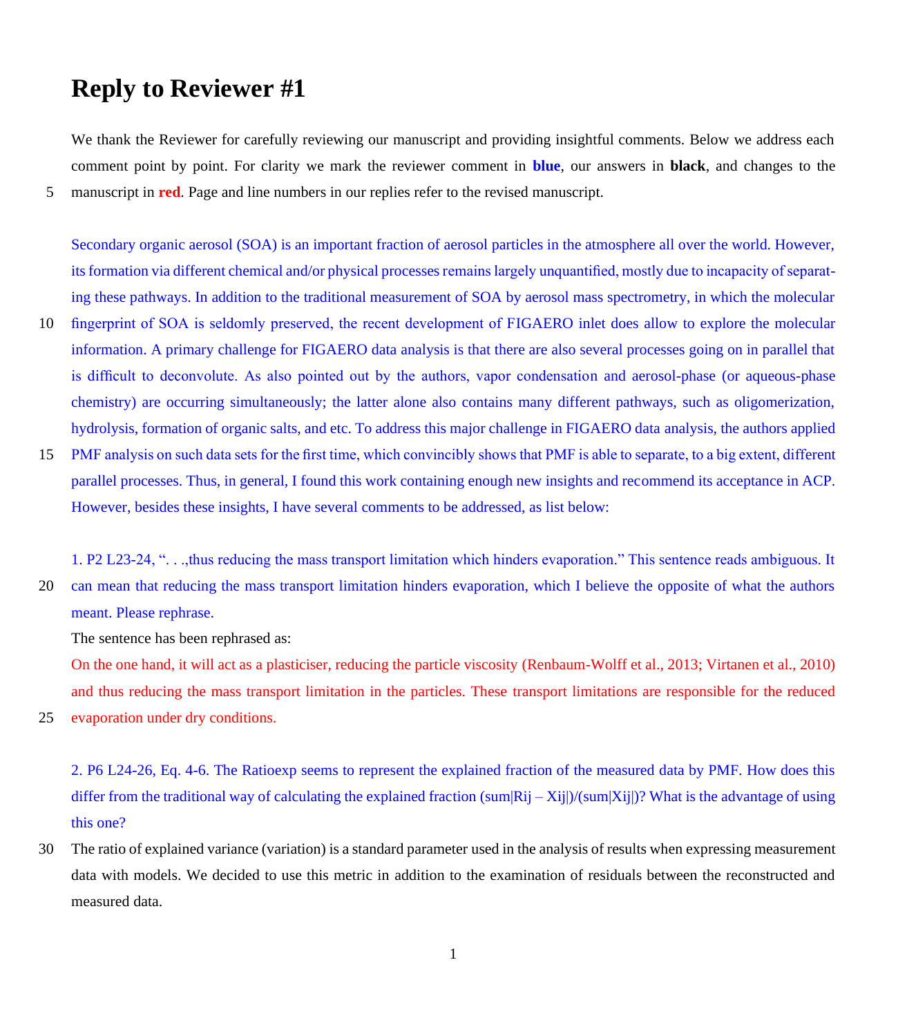# Reply to Reviewer #1

We thank the Reviewer for carefully reviewing our manuscript and providing insightful comments. Below we address each comment point by point. For clarity we mark the reviewer comment in **blue**, our answers in **black**, and changes to the manuscript in **red**. Page and line numbers in our replies refer to the revised manuscript.

Secondary organic aerosol (SOA) is an important fraction of aerosol particles in the atmosphere all over the world. However, its formation via different chemical and/or physical processes remains largely unquantified, mostly due to incapacity of separating these pathways. In addition to the traditional measurement of SOA by aerosol mass spectrometry, in which the molecular fingerprint of SOA is seldomly preserved, the recent development of FIGAERO inlet does allow to explore the molecular information. A primary challenge for FIGAERO data analysis is that there are also several processes going on in parallel that is difficult to deconvolute. As also pointed out by the authors, vapor condensation and aerosol-phase (or aqueous-phase chemistry) are occurring simultaneously; the latter alone also contains many different pathways, such as oligomerization, hydrolysis, formation of organic salts, and etc. To address this major challenge in FIGAERO data analysis, the authors applied PMF analysis on such data sets for the first time, which convincibly shows that PMF is able to separate, to a big extent, different parallel processes. Thus, in general, I found this work containing enough new insights and recommend its acceptance in ACP. However, besides these insights, I have several comments to be addressed, as list below:

1. P2 L23-24, ". . .,thus reducing the mass transport limitation which hinders evaporation." This sentence reads ambiguous. It can mean that reducing the mass transport limitation hinders evaporation, which I believe the opposite of what the authors meant. Please rephrase.

The sentence has been rephrased as:

On the one hand, it will act as a plasticiser, reducing the particle viscosity (Renbaum-Wolff et al., 2013; Virtanen et al., 2010) and thus reducing the mass transport limitation in the particles. These transport limitations are responsible for the reduced evaporation under dry conditions.

2. P6 L24-26, Eq. 4-6. The Ratioexp seems to represent the explained fraction of the measured data by PMF. How does this differ from the traditional way of calculating the explained fraction (sum|Rij – Xij|)/(sum|Xij|)? What is the advantage of using this one?

The ratio of explained variance (variation) is a standard parameter used in the analysis of results when expressing measurement data with models. We decided to use this metric in addition to the examination of residuals between the reconstructed and measured data.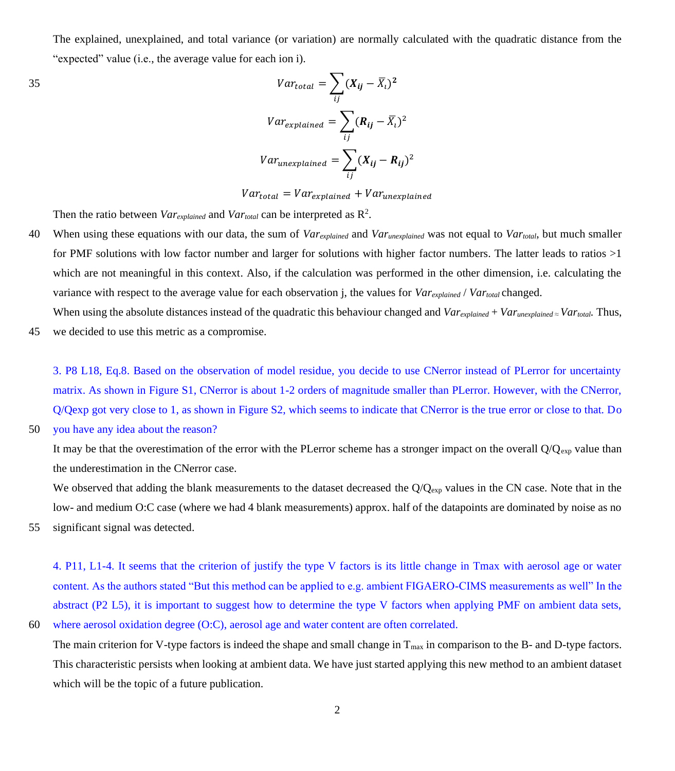The explained, unexplained, and total variance (or variation) are normally calculated with the quadratic distance from the "expected" value (i.e., the average value for each ion i).

$$Var_{total} = \sum_{ij} (\boldsymbol{X_{ij}} - \bar{X_i})^2$$

$$Var_{explained} = \sum_{ij} (\boldsymbol{R_{ij}} - \bar{X_i})^2$$

$$Var_{unexplained} = \sum_{ij} (\boldsymbol{X_{ij}} - \boldsymbol{R_{ij}})^2$$

$$Var_{total} = Var_{explained} + Var_{unexplained}$$

Then the ratio between $Var_{explained}$ and $Var_{total}$ can be interpreted as $R^2$.

When using these equations with our data, the sum of $Var_{explained}$ and $Var_{unexplained}$ was not equal to $Var_{total}$, but much smaller for PMF solutions with low factor number and larger for solutions with higher factor numbers. The latter leads to ratios >1 which are not meaningful in this context. Also, if the calculation was performed in the other dimension, i.e. calculating the variance with respect to the average value for each observation j, the values for $Var_{explained}$ / $Var_{total}$ changed.

When using the absolute distances instead of the quadratic this behaviour changed and $Var_{explained} + Var_{unexplained} \approx Var_{total}$. Thus, we decided to use this metric as a compromise.

3. P8 L18, Eq.8. Based on the observation of model residue, you decide to use CNerror instead of PLerror for uncertainty matrix. As shown in Figure S1, CNerror is about 1-2 orders of magnitude smaller than PLerror. However, with the CNerror, Q/Qexp got very close to 1, as shown in Figure S2, which seems to indicate that CNerror is the true error or close to that. Do you have any idea about the reason?

It may be that the overestimation of the error with the PLerror scheme has a stronger impact on the overall $Q/Q_{exp}$ value than the underestimation in the CNerror case.

We observed that adding the blank measurements to the dataset decreased the $Q/Q_{exp}$ values in the CN case. Note that in the low- and medium O:C case (where we had 4 blank measurements) approx. half of the datapoints are dominated by noise as no significant signal was detected.

4. P11, L1-4. It seems that the criterion of justify the type V factors is its little change in Tmax with aerosol age or water content. As the authors stated "But this method can be applied to e.g. ambient FIGAERO-CIMS measurements as well" In the abstract (P2 L5), it is important to suggest how to determine the type V factors when applying PMF on ambient data sets, where aerosol oxidation degree (O:C), aerosol age and water content are often correlated.

The main criterion for V-type factors is indeed the shape and small change in $T_{max}$ in comparison to the B- and D-type factors. This characteristic persists when looking at ambient data. We have just started applying this new method to an ambient dataset which will be the topic of a future publication.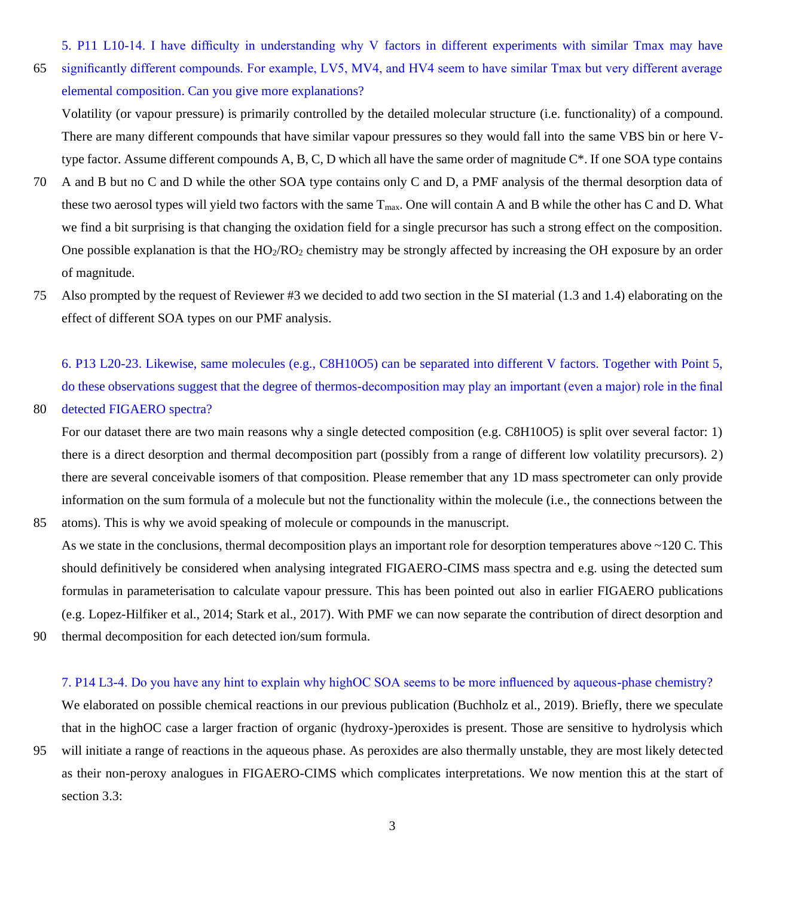5. P11 L10-14. I have difficulty in understanding why V factors in different experiments with similar Tmax may have significantly different compounds. For example, LV5, MV4, and HV4 seem to have similar Tmax but very different average elemental composition. Can you give more explanations?

Volatility (or vapour pressure) is primarily controlled by the detailed molecular structure (i.e. functionality) of a compound. There are many different compounds that have similar vapour pressures so they would fall into the same VBS bin or here V-type factor. Assume different compounds A, B, C, D which all have the same order of magnitude C*. If one SOA type contains A and B but no C and D while the other SOA type contains only C and D, a PMF analysis of the thermal desorption data of these two aerosol types will yield two factors with the same $T_{max}$. One will contain A and B while the other has C and D. What we find a bit surprising is that changing the oxidation field for a single precursor has such a strong effect on the composition. One possible explanation is that the $HO_2$/$RO_2$ chemistry may be strongly affected by increasing the OH exposure by an order of magnitude.

Also prompted by the request of Reviewer #3 we decided to add two section in the SI material (1.3 and 1.4) elaborating on the effect of different SOA types on our PMF analysis.

6. P13 L20-23. Likewise, same molecules (e.g., C8H10O5) can be separated into different V factors. Together with Point 5, do these observations suggest that the degree of thermos-decomposition may play an important (even a major) role in the final detected FIGAERO spectra?

For our dataset there are two main reasons why a single detected composition (e.g. C8H10O5) is split over several factor: 1) there is a direct desorption and thermal decomposition part (possibly from a range of different low volatility precursors). 2) there are several conceivable isomers of that composition. Please remember that any 1D mass spectrometer can only provide information on the sum formula of a molecule but not the functionality within the molecule (i.e., the connections between the atoms). This is why we avoid speaking of molecule or compounds in the manuscript.

As we state in the conclusions, thermal decomposition plays an important role for desorption temperatures above ~120 C. This should definitively be considered when analysing integrated FIGAERO-CIMS mass spectra and e.g. using the detected sum formulas in parameterisation to calculate vapour pressure. This has been pointed out also in earlier FIGAERO publications (e.g. Lopez-Hilfiker et al., 2014; Stark et al., 2017). With PMF we can now separate the contribution of direct desorption and thermal decomposition for each detected ion/sum formula.

7. P14 L3-4. Do you have any hint to explain why highOC SOA seems to be more influenced by aqueous-phase chemistry?

We elaborated on possible chemical reactions in our previous publication (Buchholz et al., 2019). Briefly, there we speculate that in the highOC case a larger fraction of organic (hydroxy-)peroxides is present. Those are sensitive to hydrolysis which will initiate a range of reactions in the aqueous phase. As peroxides are also thermally unstable, they are most likely detected as their non-peroxy analogues in FIGAERO-CIMS which complicates interpretations. We now mention this at the start of section 3.3: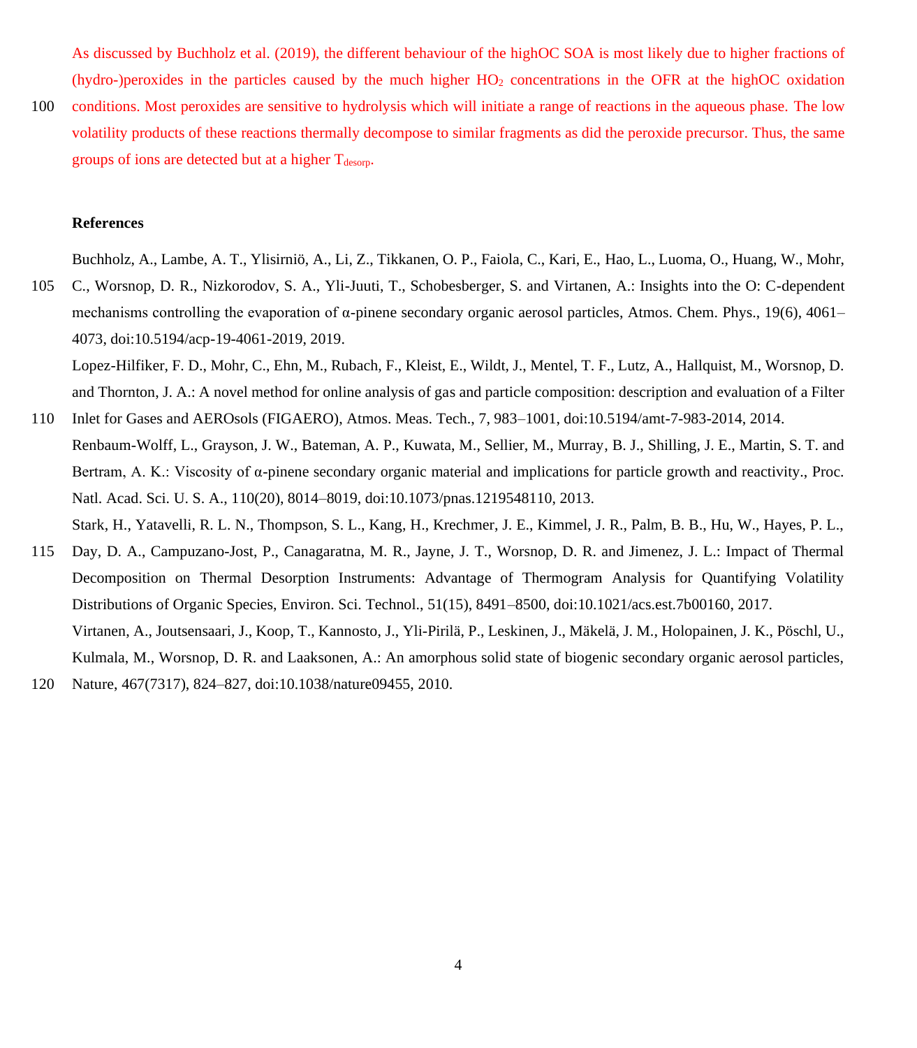As discussed by Buchholz et al. (2019), the different behaviour of the highOC SOA is most likely due to higher fractions of (hydro-)peroxides in the particles caused by the much higher $HO_2$ concentrations in the OFR at the highOC oxidation conditions. Most peroxides are sensitive to hydrolysis which will initiate a range of reactions in the aqueous phase. The low volatility products of these reactions thermally decompose to similar fragments as did the peroxide precursor. Thus, the same groups of ions are detected but at a higher $T_{desorp}$.

**References**

Buchholz, A., Lambe, A. T., Ylisirniö, A., Li, Z., Tikkanen, O. P., Faiola, C., Kari, E., Hao, L., Luoma, O., Huang, W., Mohr, C., Worsnop, D. R., Nizkorodov, S. A., Yli-Juuti, T., Schobesberger, S. and Virtanen, A.: Insights into the O: C-dependent mechanisms controlling the evaporation of α-pinene secondary organic aerosol particles, Atmos. Chem. Phys., 19(6), 4061–4073, doi:10.5194/acp-19-4061-2019, 2019.

Lopez-Hilfiker, F. D., Mohr, C., Ehn, M., Rubach, F., Kleist, E., Wildt, J., Mentel, T. F., Lutz, A., Hallquist, M., Worsnop, D. and Thornton, J. A.: A novel method for online analysis of gas and particle composition: description and evaluation of a Filter Inlet for Gases and AEROsols (FIGAERO), Atmos. Meas. Tech., 7, 983–1001, doi:10.5194/amt-7-983-2014, 2014.

Renbaum-Wolff, L., Grayson, J. W., Bateman, A. P., Kuwata, M., Sellier, M., Murray, B. J., Shilling, J. E., Martin, S. T. and Bertram, A. K.: Viscosity of α-pinene secondary organic material and implications for particle growth and reactivity., Proc. Natl. Acad. Sci. U. S. A., 110(20), 8014–8019, doi:10.1073/pnas.1219548110, 2013.

Stark, H., Yatavelli, R. L. N., Thompson, S. L., Kang, H., Krechmer, J. E., Kimmel, J. R., Palm, B. B., Hu, W., Hayes, P. L., Day, D. A., Campuzano-Jost, P., Canagaratna, M. R., Jayne, J. T., Worsnop, D. R. and Jimenez, J. L.: Impact of Thermal Decomposition on Thermal Desorption Instruments: Advantage of Thermogram Analysis for Quantifying Volatility Distributions of Organic Species, Environ. Sci. Technol., 51(15), 8491–8500, doi:10.1021/acs.est.7b00160, 2017.

Virtanen, A., Joutsensaari, J., Koop, T., Kannosto, J., Yli-Pirilä, P., Leskinen, J., Mäkelä, J. M., Holopainen, J. K., Pöschl, U., Kulmala, M., Worsnop, D. R. and Laaksonen, A.: An amorphous solid state of biogenic secondary organic aerosol particles, Nature, 467(7317), 824–827, doi:10.1038/nature09455, 2010.